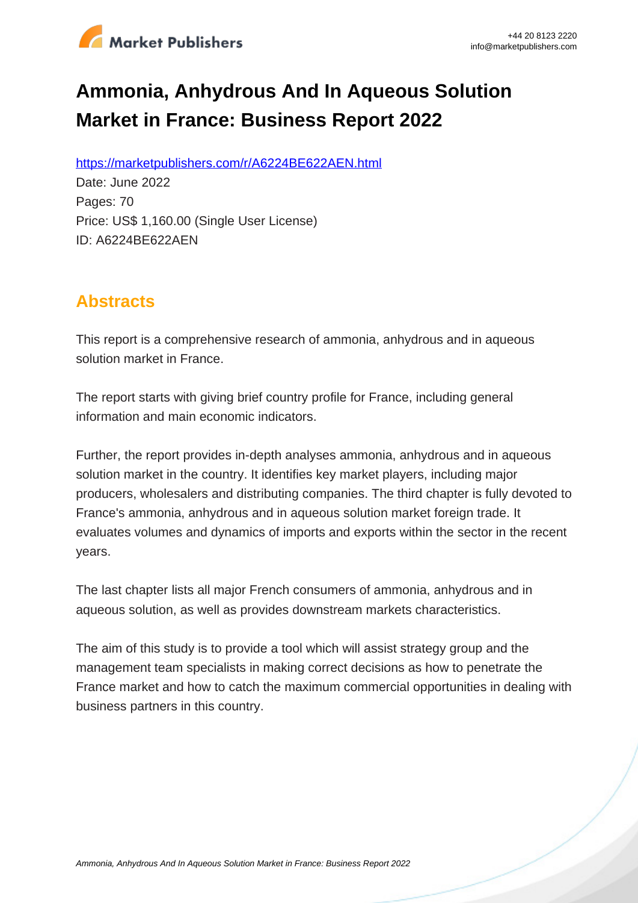# Ammonia, Anhydrous And In Aqueous Solution Market in France: Business Report 2022

https://marketpublishers.com/r/A6224BE622AEN.html

Date: June 2022

Pages: 70

Price: US$ 1,160.00 (Single User License)

ID: A6224BE622AEN

## Abstracts

This report is a comprehensive research of ammonia, anhydrous and in aqueous solution market in France.

The report starts with giving brief country profile for France, including general information and main economic indicators.

Further, the report provides in-depth analyses ammonia, anhydrous and in aqueous solution market in the country. It identifies key market players, including major producers, wholesalers and distributing companies. The third chapter is fully devoted to France's ammonia, anhydrous and in aqueous solution market foreign trade. It evaluates volumes and dynamics of imports and exports within the sector in the recent years.

The last chapter lists all major French consumers of ammonia, anhydrous and in aqueous solution, as well as provides downstream markets characteristics.

The aim of this study is to provide a tool which will assist strategy group and the management team specialists in making correct decisions as how to penetrate the France market and how to catch the maximum commercial opportunities in dealing with business partners in this country.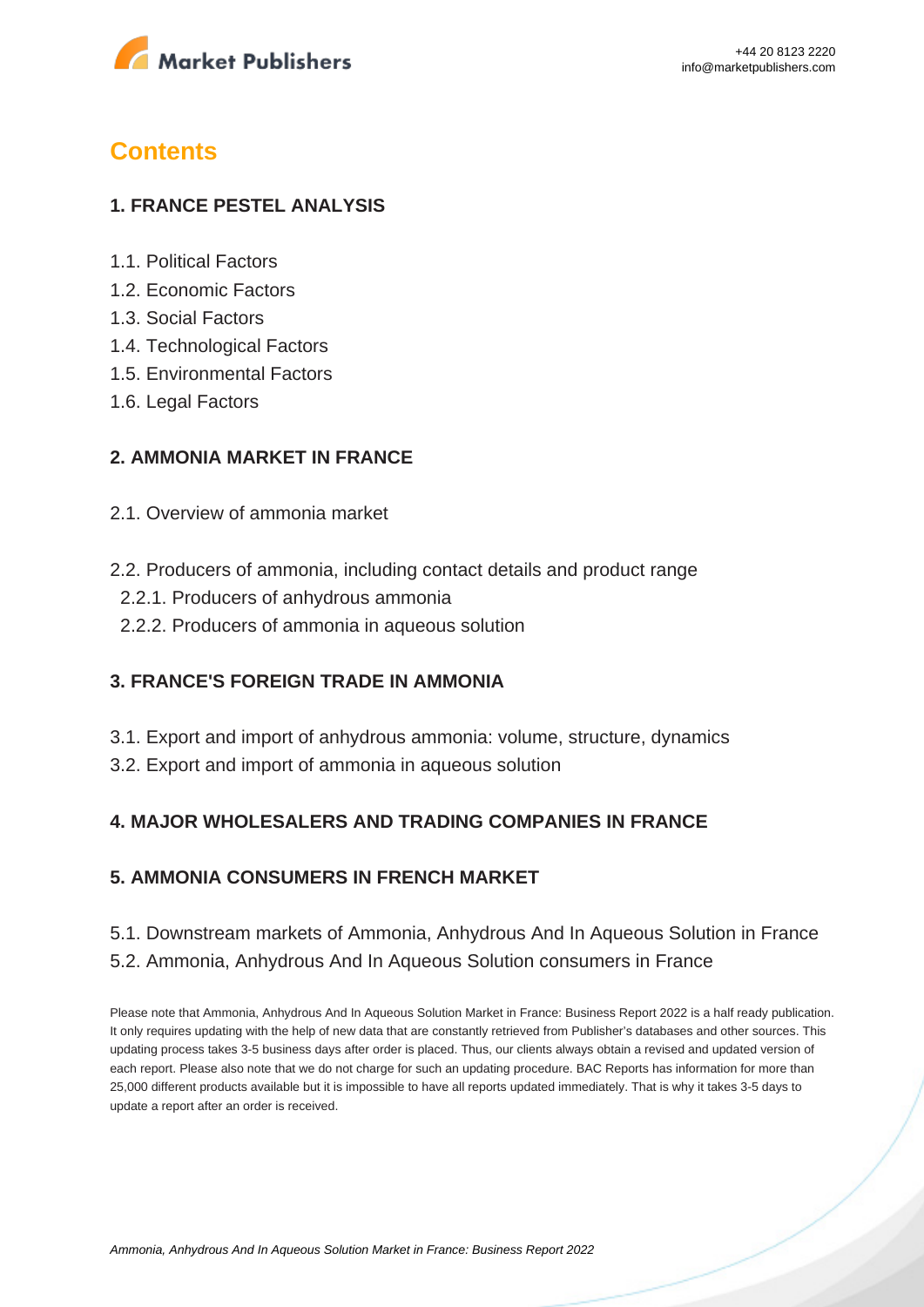# Contents

## 1. FRANCE PESTEL ANALYSIS

1.1. Political Factors
1.2. Economic Factors
1.3. Social Factors
1.4. Technological Factors
1.5. Environmental Factors
1.6. Legal Factors

## 2. AMMONIA MARKET IN FRANCE

2.1. Overview of ammonia market

2.2. Producers of ammonia, including contact details and product range
  2.2.1. Producers of anhydrous ammonia
  2.2.2. Producers of ammonia in aqueous solution

## 3. FRANCE'S FOREIGN TRADE IN AMMONIA

3.1. Export and import of anhydrous ammonia: volume, structure, dynamics
3.2. Export and import of ammonia in aqueous solution

## 4. MAJOR WHOLESALERS AND TRADING COMPANIES IN FRANCE

## 5. AMMONIA CONSUMERS IN FRENCH MARKET

5.1. Downstream markets of Ammonia, Anhydrous And In Aqueous Solution in France
5.2. Ammonia, Anhydrous And In Aqueous Solution consumers in France

Please note that Ammonia, Anhydrous And In Aqueous Solution Market in France: Business Report 2022 is a half ready publication. It only requires updating with the help of new data that are constantly retrieved from Publisher's databases and other sources. This updating process takes 3-5 business days after order is placed. Thus, our clients always obtain a revised and updated version of each report. Please also note that we do not charge for such an updating procedure. BAC Reports has information for more than 25,000 different products available but it is impossible to have all reports updated immediately. That is why it takes 3-5 days to update a report after an order is received.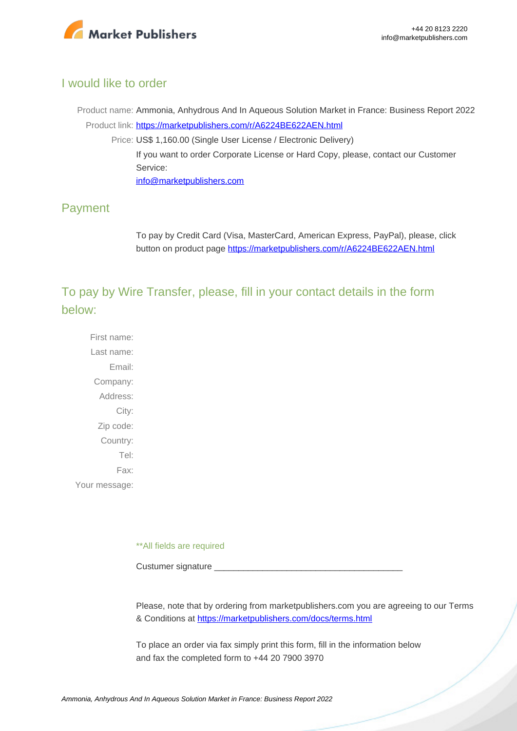## I would like to order

Product name: Ammonia, Anhydrous And In Aqueous Solution Market in France: Business Report 2022

Product link: [https://marketpublishers.com/r/A6224BE622AEN.html](https://marketpublishers.com/r/A6224BE622AEN.html)

Price: US$ 1,160.00 (Single User License / Electronic Delivery)

If you want to order Corporate License or Hard Copy, please, contact our Customer Service:

[info@marketpublishers.com](mailto:info@marketpublishers.com)

## Payment

To pay by Credit Card (Visa, MasterCard, American Express, PayPal), please, click button on product page [https://marketpublishers.com/r/A6224BE622AEN.html](https://marketpublishers.com/r/A6224BE622AEN.html)

## To pay by Wire Transfer, please, fill in your contact details in the form below:

First name:
Last name:
Email:
Company:
Address:
City:
Zip code:
Country:
Tel:
Fax:
Your message:

**All fields are required

Custumer signature _______________________________________

Please, note that by ordering from marketpublishers.com you are agreeing to our Terms & Conditions at [https://marketpublishers.com/docs/terms.html](https://marketpublishers.com/docs/terms.html)

To place an order via fax simply print this form, fill in the information below and fax the completed form to +44 20 7900 3970